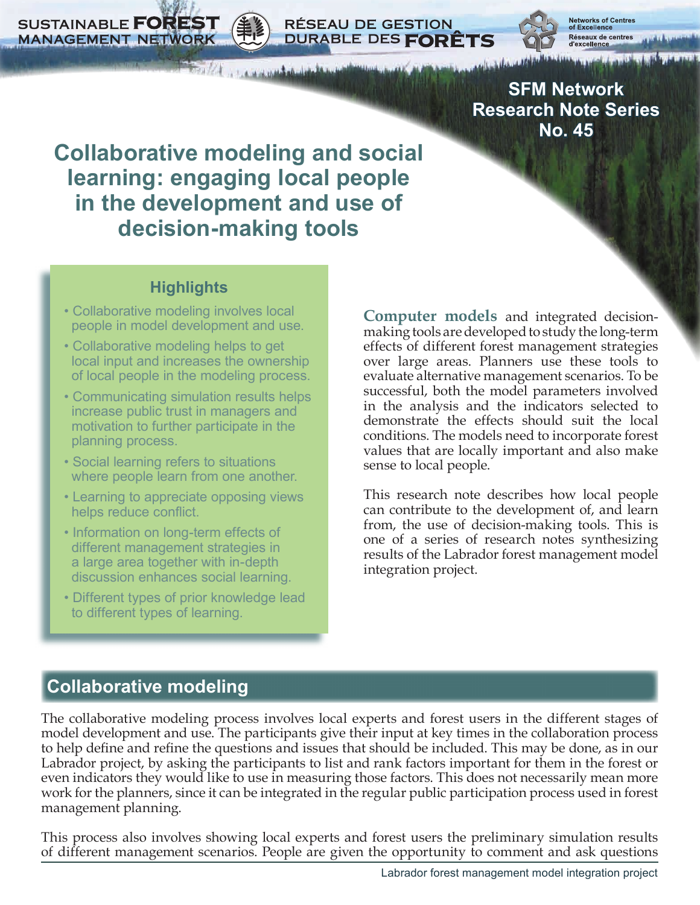SUSTAINABLE FOREST MANAGEMENT NETWORK

RÉSEAU DE GESTION DURABLE DES FORÊTS

Networks of Centres of Excellence
Réseaux de centres d'excellence

SFM Network Research Note Series No. 45

# Collaborative modeling and social learning: engaging local people in the development and use of decision-making tools

### Highlights

- Collaborative modeling involves local people in model development and use.
- Collaborative modeling helps to get local input and increases the ownership of local people in the modeling process.
- Communicating simulation results helps increase public trust in managers and motivation to further participate in the planning process.
- Social learning refers to situations where people learn from one another.
- Learning to appreciate opposing views helps reduce conflict.
- Information on long-term effects of different management strategies in a large area together with in-depth discussion enhances social learning.
- Different types of prior knowledge lead to different types of learning.

**Computer models** and integrated decision-making tools are developed to study the long-term effects of different forest management strategies over large areas. Planners use these tools to evaluate alternative management scenarios. To be successful, both the model parameters involved in the analysis and the indicators selected to demonstrate the effects should suit the local conditions. The models need to incorporate forest values that are locally important and also make sense to local people.

This research note describes how local people can contribute to the development of, and learn from, the use of decision-making tools. This is one of a series of research notes synthesizing results of the Labrador forest management model integration project.

## Collaborative modeling

The collaborative modeling process involves local experts and forest users in the different stages of model development and use. The participants give their input at key times in the collaboration process to help define and refine the questions and issues that should be included. This may be done, as in our Labrador project, by asking the participants to list and rank factors important for them in the forest or even indicators they would like to use in measuring those factors. This does not necessarily mean more work for the planners, since it can be integrated in the regular public participation process used in forest management planning.

This process also involves showing local experts and forest users the preliminary simulation results of different management scenarios. People are given the opportunity to comment and ask questions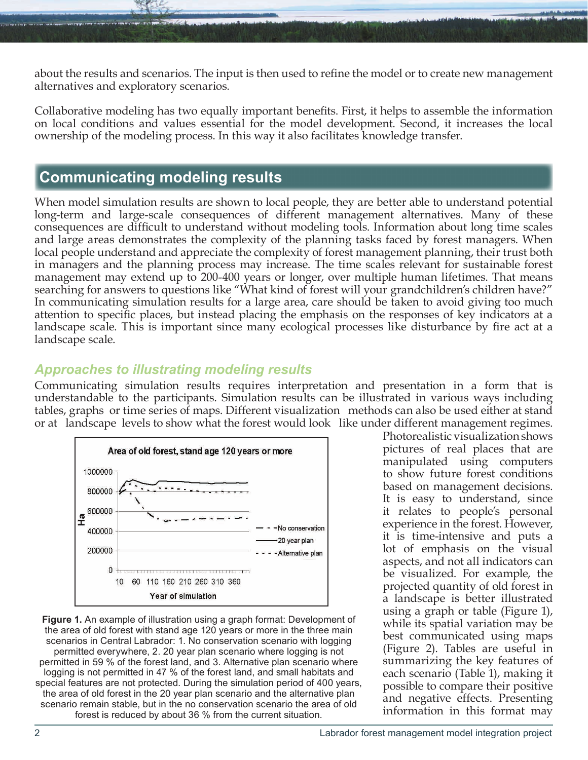about the results and scenarios. The input is then used to refine the model or to create new management alternatives and exploratory scenarios.

Collaborative modeling has two equally important benefits. First, it helps to assemble the information on local conditions and values essential for the model development. Second, it increases the local ownership of the modeling process. In this way it also facilitates knowledge transfer.

## Communicating modeling results

When model simulation results are shown to local people, they are better able to understand potential long-term and large-scale consequences of different management alternatives. Many of these consequences are difficult to understand without modeling tools. Information about long time scales and large areas demonstrates the complexity of the planning tasks faced by forest managers. When local people understand and appreciate the complexity of forest management planning, their trust both in managers and the planning process may increase. The time scales relevant for sustainable forest management may extend up to 200-400 years or longer, over multiple human lifetimes. That means searching for answers to questions like "What kind of forest will your grandchildren's children have?" In communicating simulation results for a large area, care should be taken to avoid giving too much attention to specific places, but instead placing the emphasis on the responses of key indicators at a landscape scale. This is important since many ecological processes like disturbance by fire act at a landscape scale.

### *Approaches to illustrating modeling results*

Communicating simulation results requires interpretation and presentation in a form that is understandable to the participants. Simulation results can be illustrated in various ways including tables, graphs or time series of maps. Different visualization methods can also be used either at stand or at landscape levels to show what the forest would look like under different management regimes. Photorealistic visualization shows pictures of real places that are manipulated using computers to show future forest conditions based on management decisions. It is easy to understand, since it relates to people's personal experience in the forest. However, it is time-intensive and puts a lot of emphasis on the visual aspects, and not all indicators can be visualized. For example, the projected quantity of old forest in a landscape is better illustrated using a graph or table (Figure 1), while its spatial variation may be best communicated using maps (Figure 2). Tables are useful in summarizing the key features of each scenario (Table 1), making it possible to compare their positive and negative effects. Presenting information in this format may

**Figure 1.** An example of illustration using a graph format: Development of the area of old forest with stand age 120 years or more in the three main scenarios in Central Labrador: 1. No conservation scenario with logging permitted everywhere, 2. 20 year plan scenario where logging is not permitted in 59 % of the forest land, and 3. Alternative plan scenario where logging is not permitted in 47 % of the forest land, and small habitats and special features are not protected. During the simulation period of 400 years, the area of old forest in the 20 year plan scenario and the alternative plan scenario remain stable, but in the no conservation scenario the area of old forest is reduced by about 36 % from the current situation.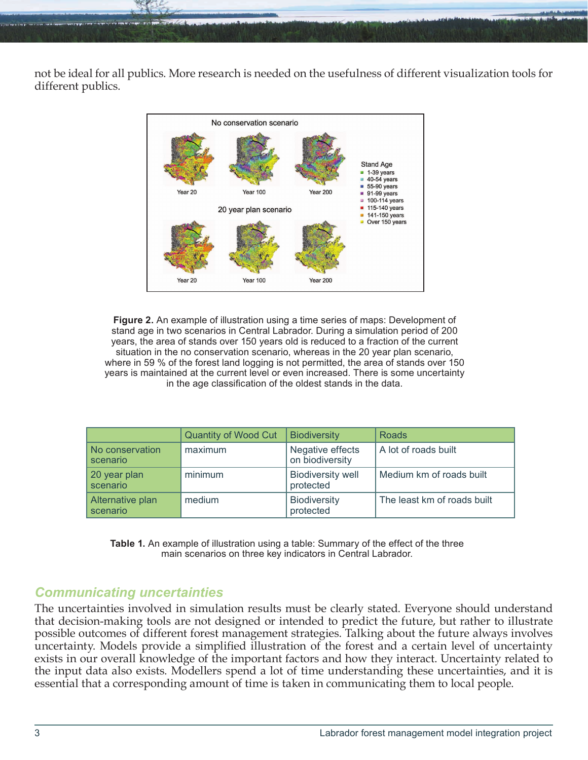not be ideal for all publics. More research is needed on the usefulness of different visualization tools for different publics.

**Figure 2.** An example of illustration using a time series of maps: Development of stand age in two scenarios in Central Labrador. During a simulation period of 200 years, the area of stands over 150 years old is reduced to a fraction of the current situation in the no conservation scenario, whereas in the 20 year plan scenario, where in 59 % of the forest land logging is not permitted, the area of stands over 150 years is maintained at the current level or even increased. There is some uncertainty in the age classification of the oldest stands in the data.

| | Quantity of Wood Cut | Biodiversity | Roads |
|---|---|---|---|
| No conservation scenario | maximum | Negative effects on biodiversity | A lot of roads built |
| 20 year plan scenario | minimum | Biodiversity well protected | Medium km of roads built |
| Alternative plan scenario | medium | Biodiversity protected | The least km of roads built |

**Table 1.** An example of illustration using a table: Summary of the effect of the three main scenarios on three key indicators in Central Labrador.

## *Communicating uncertainties*

The uncertainties involved in simulation results must be clearly stated. Everyone should understand that decision-making tools are not designed or intended to predict the future, but rather to illustrate possible outcomes of different forest management strategies. Talking about the future always involves uncertainty. Models provide a simplified illustration of the forest and a certain level of uncertainty exists in our overall knowledge of the important factors and how they interact. Uncertainty related to the input data also exists. Modellers spend a lot of time understanding these uncertainties, and it is essential that a corresponding amount of time is taken in communicating them to local people.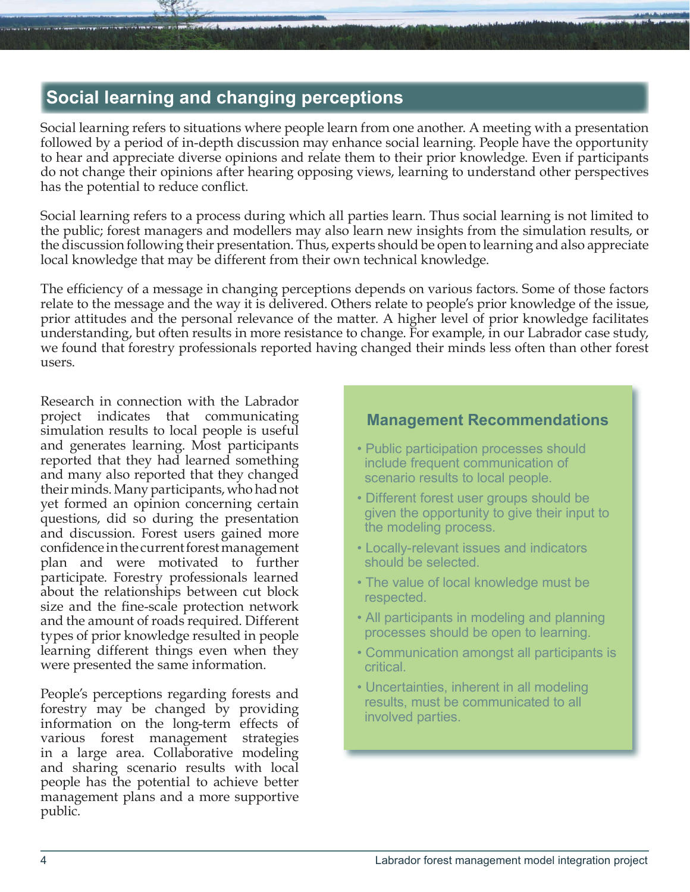## Social learning and changing perceptions

Social learning refers to situations where people learn from one another. A meeting with a presentation followed by a period of in-depth discussion may enhance social learning. People have the opportunity to hear and appreciate diverse opinions and relate them to their prior knowledge. Even if participants do not change their opinions after hearing opposing views, learning to understand other perspectives has the potential to reduce conflict.

Social learning refers to a process during which all parties learn. Thus social learning is not limited to the public; forest managers and modellers may also learn new insights from the simulation results, or the discussion following their presentation. Thus, experts should be open to learning and also appreciate local knowledge that may be different from their own technical knowledge.

The efficiency of a message in changing perceptions depends on various factors. Some of those factors relate to the message and the way it is delivered. Others relate to people's prior knowledge of the issue, prior attitudes and the personal relevance of the matter. A higher level of prior knowledge facilitates understanding, but often results in more resistance to change. For example, in our Labrador case study, we found that forestry professionals reported having changed their minds less often than other forest users.

Research in connection with the Labrador project indicates that communicating simulation results to local people is useful and generates learning. Most participants reported that they had learned something and many also reported that they changed their minds. Many participants, who had not yet formed an opinion concerning certain questions, did so during the presentation and discussion. Forest users gained more confidence in the current forest management plan and were motivated to further participate. Forestry professionals learned about the relationships between cut block size and the fine-scale protection network and the amount of roads required. Different types of prior knowledge resulted in people learning different things even when they were presented the same information.

People's perceptions regarding forests and forestry may be changed by providing information on the long-term effects of various forest management strategies in a large area. Collaborative modeling and sharing scenario results with local people has the potential to achieve better management plans and a more supportive public.

### Management Recommendations

- Public participation processes should include frequent communication of scenario results to local people.
- Different forest user groups should be given the opportunity to give their input to the modeling process.
- Locally-relevant issues and indicators should be selected.
- The value of local knowledge must be respected.
- All participants in modeling and planning processes should be open to learning.
- Communication amongst all participants is critical.
- Uncertainties, inherent in all modeling results, must be communicated to all involved parties.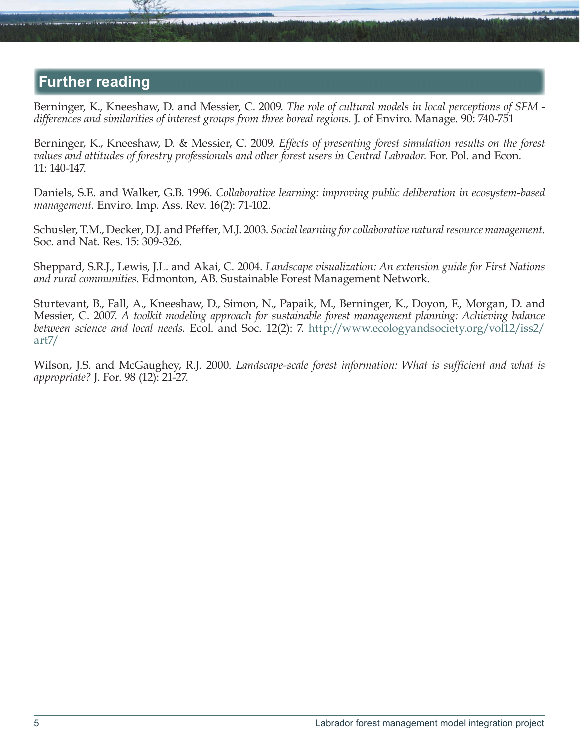## Further reading

Berninger, K., Kneeshaw, D. and Messier, C. 2009. *The role of cultural models in local perceptions of SFM - differences and similarities of interest groups from three boreal regions.* J. of Enviro. Manage. 90: 740-751

Berninger, K., Kneeshaw, D. & Messier, C. 2009. *Effects of presenting forest simulation results on the forest values and attitudes of forestry professionals and other forest users in Central Labrador.* For. Pol. and Econ. 11: 140-147.

Daniels, S.E. and Walker, G.B. 1996. *Collaborative learning: improving public deliberation in ecosystem-based management.* Enviro. Imp. Ass. Rev. 16(2): 71-102.

Schusler, T.M., Decker, D.J. and Pfeffer, M.J. 2003. *Social learning for collaborative natural resource management.* Soc. and Nat. Res. 15: 309-326.

Sheppard, S.R.J., Lewis, J.L. and Akai, C. 2004. *Landscape visualization: An extension guide for First Nations and rural communities.* Edmonton, AB. Sustainable Forest Management Network.

Sturtevant, B., Fall, A., Kneeshaw, D., Simon, N., Papaik, M., Berninger, K., Doyon, F., Morgan, D. and Messier, C. 2007. *A toolkit modeling approach for sustainable forest management planning: Achieving balance between science and local needs.* Ecol. and Soc. 12(2): 7. http://www.ecologyandsociety.org/vol12/iss2/art7/

Wilson, J.S. and McGaughey, R.J. 2000. *Landscape-scale forest information: What is sufficient and what is appropriate?* J. For. 98 (12): 21-27.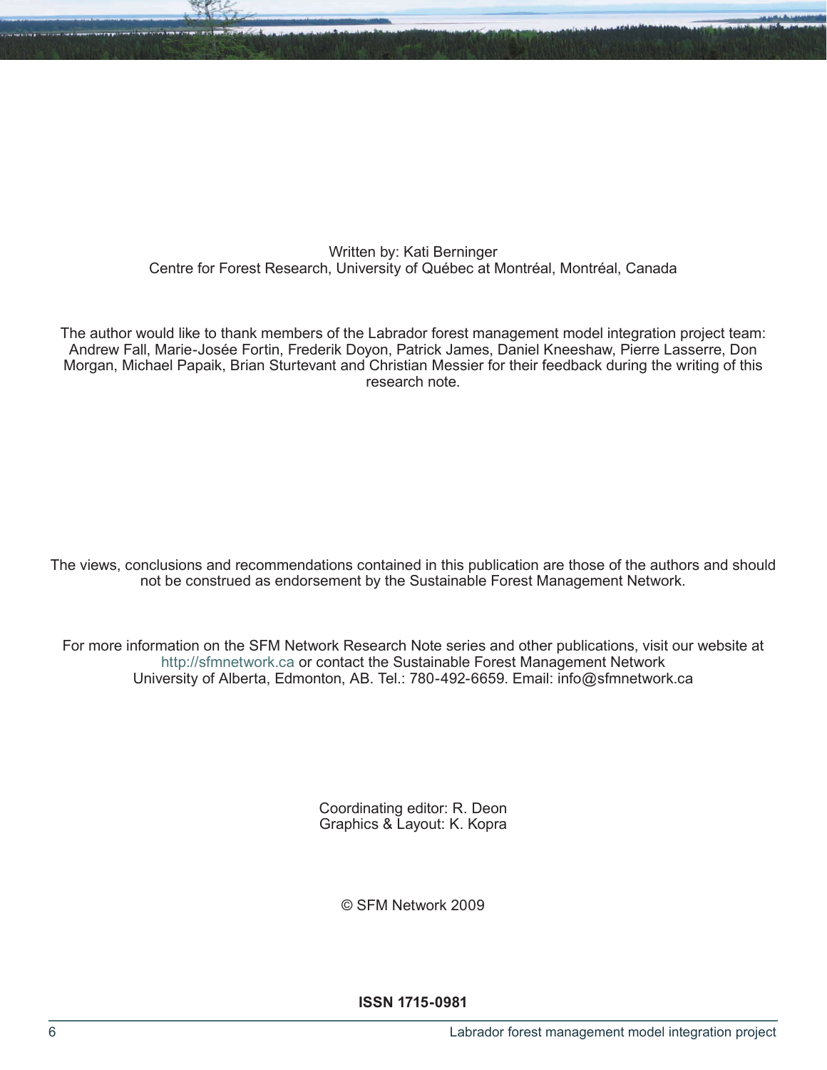Written by: Kati Berninger
Centre for Forest Research, University of Québec at Montréal, Montréal, Canada

The author would like to thank members of the Labrador forest management model integration project team: Andrew Fall, Marie-Josée Fortin, Frederik Doyon, Patrick James, Daniel Kneeshaw, Pierre Lasserre, Don Morgan, Michael Papaik, Brian Sturtevant and Christian Messier for their feedback during the writing of this research note.

The views, conclusions and recommendations contained in this publication are those of the authors and should not be construed as endorsement by the Sustainable Forest Management Network.

For more information on the SFM Network Research Note series and other publications, visit our website at http://sfmnetwork.ca or contact the Sustainable Forest Management Network
University of Alberta, Edmonton, AB. Tel.: 780-492-6659. Email: info@sfmnetwork.ca

Coordinating editor: R. Deon
Graphics & Layout: K. Kopra

© SFM Network 2009

**ISSN 1715-0981**